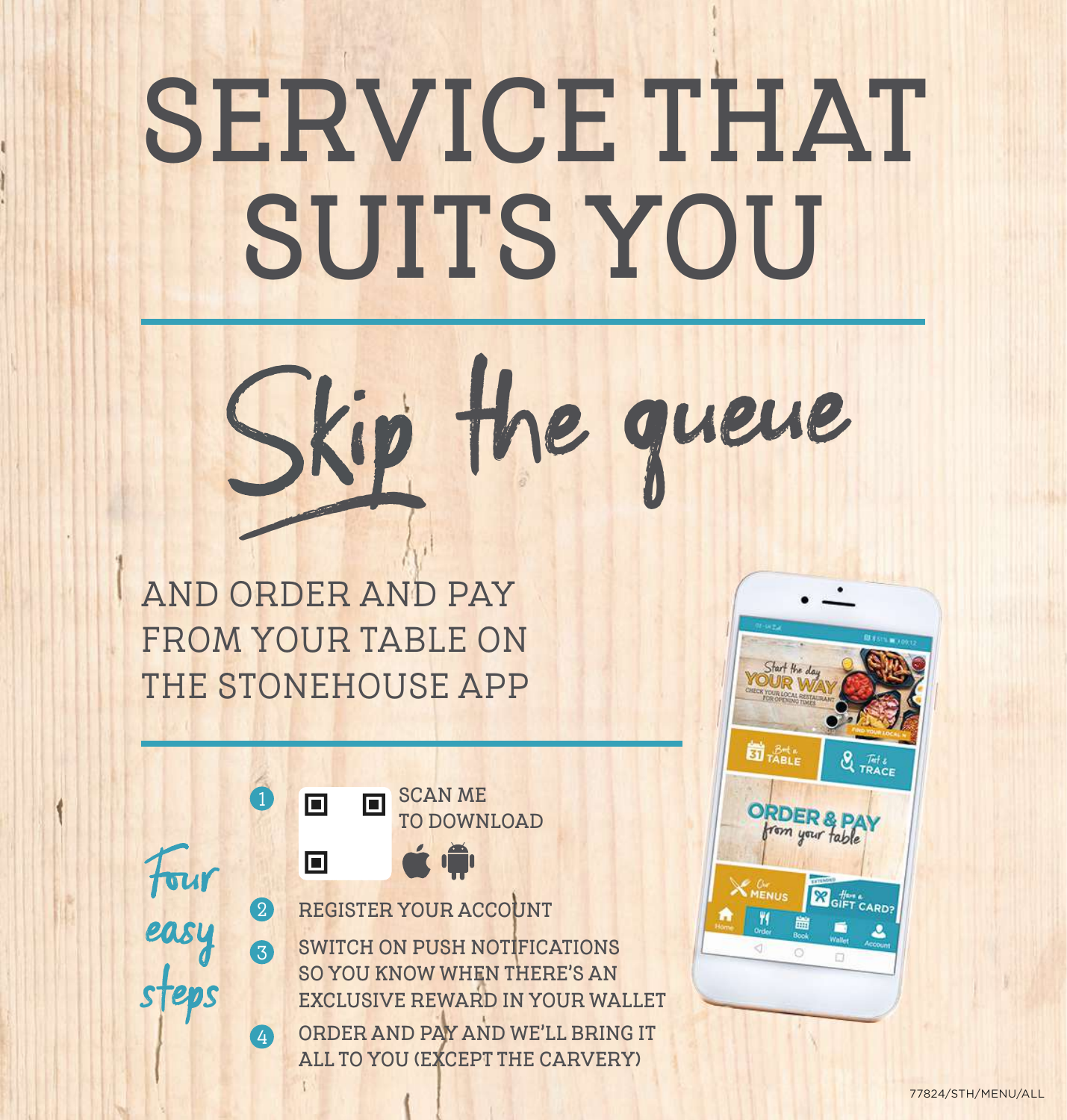# SERVICE THAT SUITS YOU

## Skip the queue

AND ORDER AND PAY FROM YOUR TABLE ON THE STONEHOUSE APP

### Four easy steps

1. SCAN ME TO DOWNLOAD
2. REGISTER YOUR ACCOUNT
3. SWITCH ON PUSH NOTIFICATIONS SO YOU KNOW WHEN THERE'S AN EXCLUSIVE REWARD IN YOUR WALLET
4. ORDER AND PAY AND WE'LL BRING IT ALL TO YOU (EXCEPT THE CARVERY)

77824/STH/MENU/ALL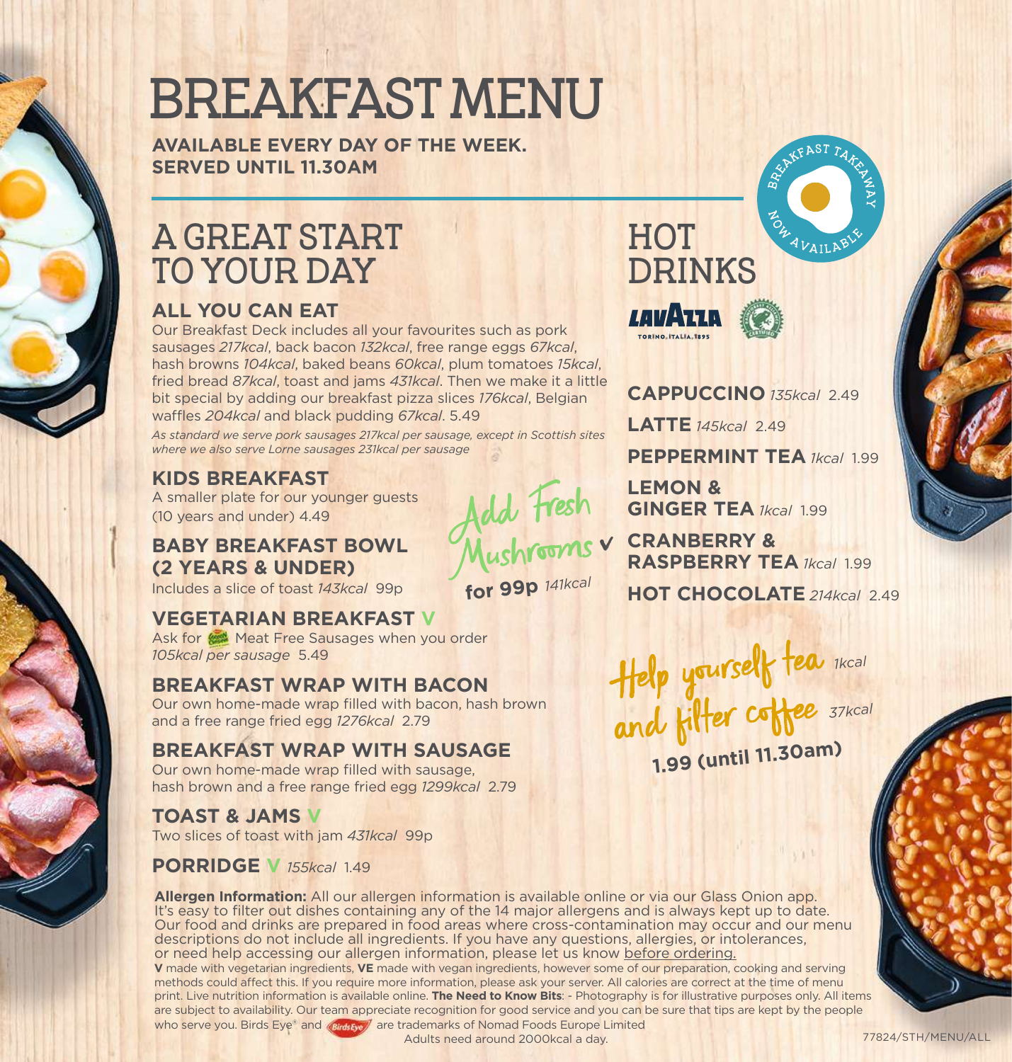# BREAKFAST MENU

**AVAILABLE EVERY DAY OF THE WEEK.**
**SERVED UNTIL 11.30AM**

BREAKFAST TAKEAWAY NOW AVAILABLE

## A GREAT START TO YOUR DAY

### ALL YOU CAN EAT

Our Breakfast Deck includes all your favourites such as pork sausages *217kcal*, back bacon *132kcal*, free range eggs *67kcal*, hash browns *104kcal*, baked beans *60kcal*, plum tomatoes *15kcal*, fried bread *87kcal*, toast and jams *431kcal*. Then we make it a little bit special by adding our breakfast pizza slices *176kcal*, Belgian waffles *204kcal* and black pudding *67kcal*. 5.49

*As standard we serve pork sausages 217kcal per sausage, except in Scottish sites where we also serve Lorne sausages 231kcal per sausage*

### KIDS BREAKFAST

A smaller plate for our younger guests (10 years and under) 4.49

### BABY BREAKFAST BOWL (2 YEARS & UNDER)

Includes a slice of toast *143kcal* 99p

Add Fresh Mushrooms V **for 99p** *141kcal*

### VEGETARIAN BREAKFAST V

Ask for Meat Free Sausages when you order *105kcal per sausage* 5.49

### BREAKFAST WRAP WITH BACON

Our own home-made wrap filled with bacon, hash brown and a free range fried egg *1276kcal* 2.79

### BREAKFAST WRAP WITH SAUSAGE

Our own home-made wrap filled with sausage, hash brown and a free range fried egg *1299kcal* 2.79

### TOAST & JAMS V

Two slices of toast with jam *431kcal* 99p

### PORRIDGE V *155kcal* 1.49

## HOT DRINKS

LAVAZZA TORINO, ITALIA, 1895

**CAPPUCCINO** *135kcal* 2.49

**LATTE** *145kcal* 2.49

**PEPPERMINT TEA** *1kcal* 1.99

**LEMON & GINGER TEA** *1kcal* 1.99

**CRANBERRY & RASPBERRY TEA** *1kcal* 1.99

**HOT CHOCOLATE** *214kcal* 2.49

Help yourself tea *1kcal* and filter coffee *37kcal*
**1.99 (until 11.30am)**

**Allergen Information:** All our allergen information is available online or via our Glass Onion app. It's easy to filter out dishes containing any of the 14 major allergens and is always kept up to date. Our food and drinks are prepared in food areas where cross-contamination may occur and our menu descriptions do not include all ingredients. If you have any questions, allergies, or intolerances, or need help accessing our allergen information, please let us know before ordering.

**V** made with vegetarian ingredients, **VE** made with vegan ingredients, however some of our preparation, cooking and serving methods could affect this. If you require more information, please ask your server. All calories are correct at the time of menu print. Live nutrition information is available online. **The Need to Know Bits**: - Photography is for illustrative purposes only. All items are subject to availability. Our team appreciate recognition for good service and you can be sure that tips are kept by the people who serve you. Birds Eye® and Birds Eye are trademarks of Nomad Foods Europe Limited

Adults need around 2000kcal a day.

77824/STH/MENU/ALL